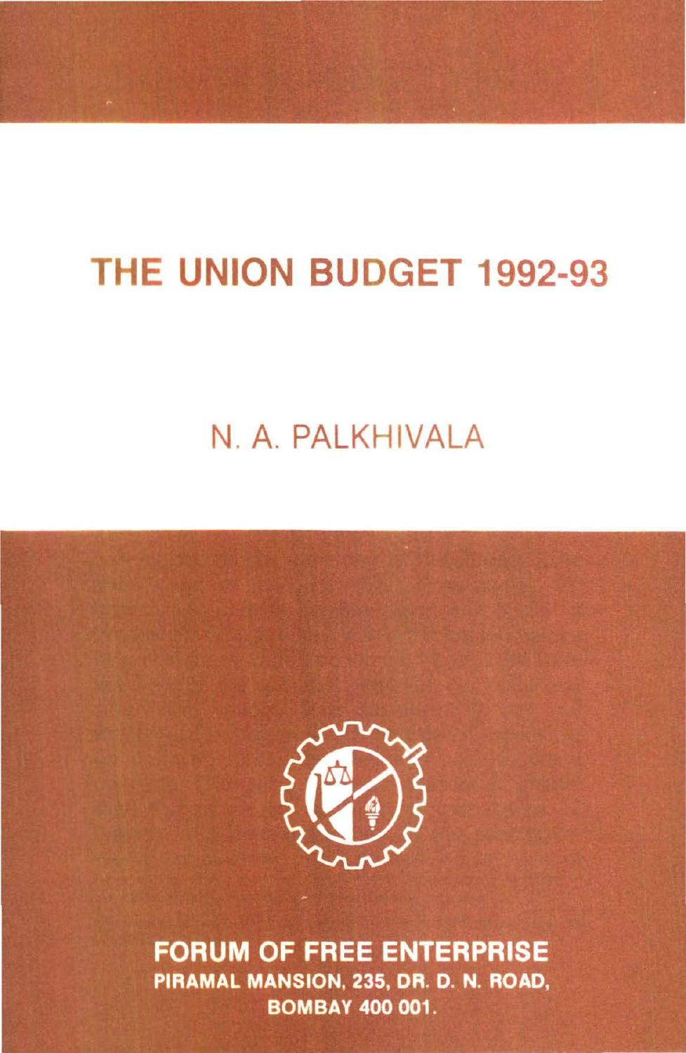# THE UNION BUDGET 1992-93

## N. A. PALKHIVALA

**FORUM OF FREE ENTERPRISE**
**PIRAMAL MANSION, 235, DR. D. N. ROAD,**
**BOMBAY 400 001.**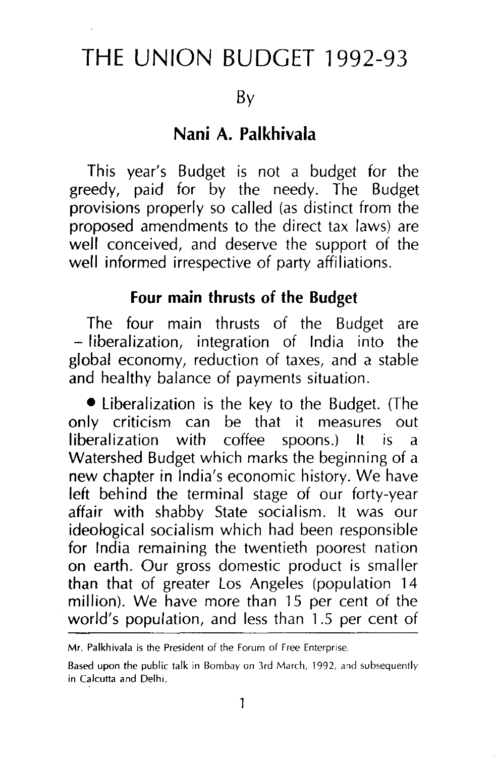# THE UNION BUDGET 1992-93

By

**Nani A. Palkhivala**

This year's Budget is not a budget for the greedy, paid for by the needy. The Budget provisions properly so called (as distinct from the proposed amendments to the direct tax laws) are well conceived, and deserve the support of the well informed irrespective of party affiliations.

### Four main thrusts of the Budget

The four main thrusts of the Budget are – liberalization, integration of India into the global economy, reduction of taxes, and a stable and healthy balance of payments situation.

- Liberalization is the key to the Budget. (The only criticism can be that it measures out liberalization with coffee spoons.) It is a Watershed Budget which marks the beginning of a new chapter in India's economic history. We have left behind the terminal stage of our forty-year affair with shabby State socialism. It was our ideological socialism which had been responsible for India remaining the twentieth poorest nation on earth. Our gross domestic product is smaller than that of greater Los Angeles (population 14 million). We have more than 15 per cent of the world's population, and less than 1.5 per cent of

---

Mr. Palkhivala is the President of the Forum of Free Enterprise.

Based upon the public talk in Bombay on 3rd March, 1992, and subsequently in Calcutta and Delhi.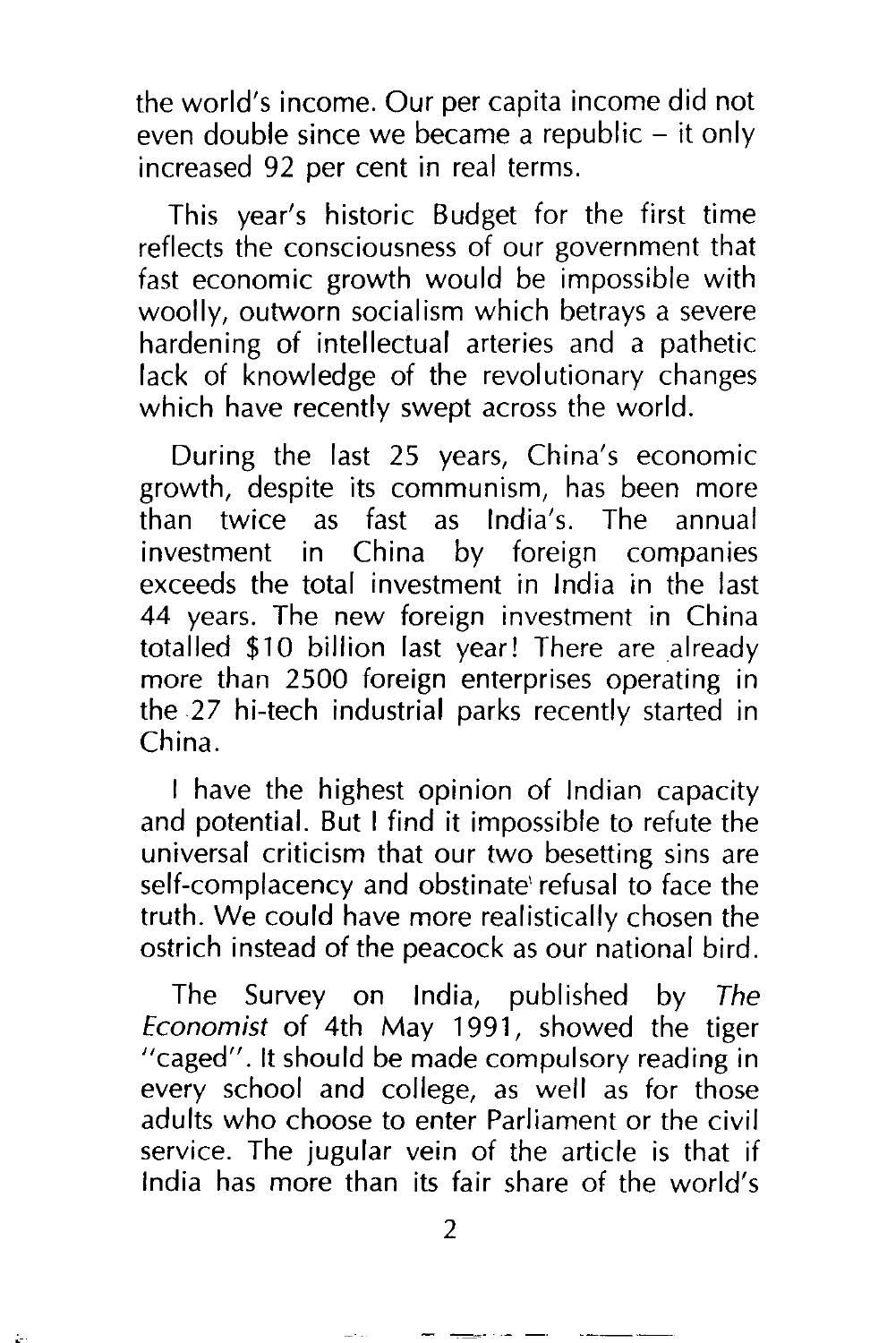the world's income. Our per capita income did not even double since we became a republic – it only increased 92 per cent in real terms.

This year's historic Budget for the first time reflects the consciousness of our government that fast economic growth would be impossible with woolly, outworn socialism which betrays a severe hardening of intellectual arteries and a pathetic lack of knowledge of the revolutionary changes which have recently swept across the world.

During the last 25 years, China's economic growth, despite its communism, has been more than twice as fast as India's. The annual investment in China by foreign companies exceeds the total investment in India in the last 44 years. The new foreign investment in China totalled $10 billion last year! There are already more than 2500 foreign enterprises operating in the 27 hi-tech industrial parks recently started in China.

I have the highest opinion of Indian capacity and potential. But I find it impossible to refute the universal criticism that our two besetting sins are self-complacency and obstinate refusal to face the truth. We could have more realistically chosen the ostrich instead of the peacock as our national bird.

The Survey on India, published by *The Economist* of 4th May 1991, showed the tiger "caged". It should be made compulsory reading in every school and college, as well as for those adults who choose to enter Parliament or the civil service. The jugular vein of the article is that if India has more than its fair share of the world's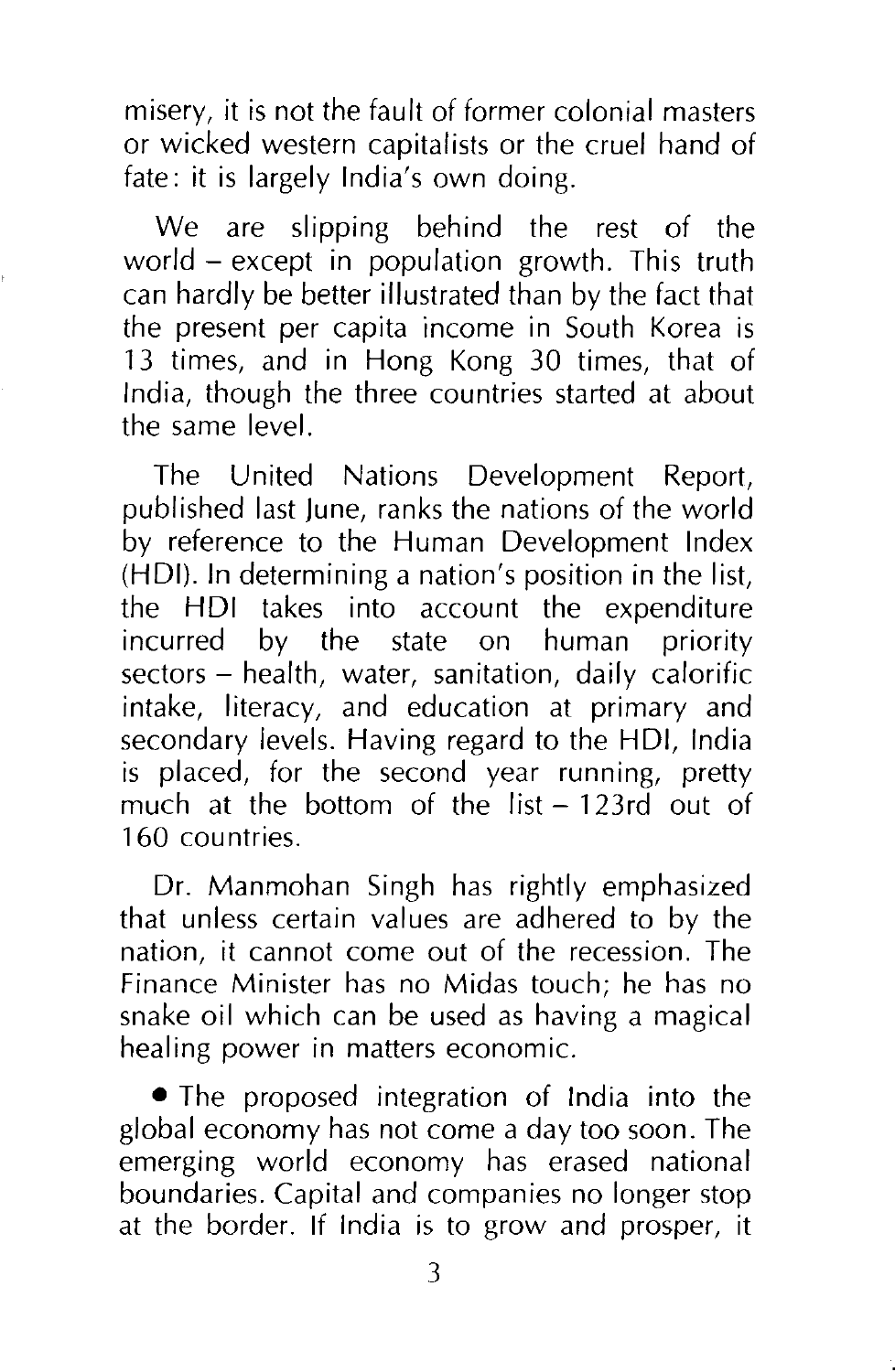misery, it is not the fault of former colonial masters or wicked western capitalists or the cruel hand of fate: it is largely India's own doing.

We are slipping behind the rest of the world – except in population growth. This truth can hardly be better illustrated than by the fact that the present per capita income in South Korea is 13 times, and in Hong Kong 30 times, that of India, though the three countries started at about the same level.

The United Nations Development Report, published last June, ranks the nations of the world by reference to the Human Development Index (HDI). In determining a nation's position in the list, the HDI takes into account the expenditure incurred by the state on human priority sectors – health, water, sanitation, daily calorific intake, literacy, and education at primary and secondary levels. Having regard to the HDI, India is placed, for the second year running, pretty much at the bottom of the list – 123rd out of 160 countries.

Dr. Manmohan Singh has rightly emphasized that unless certain values are adhered to by the nation, it cannot come out of the recession. The Finance Minister has no Midas touch; he has no snake oil which can be used as having a magical healing power in matters economic.

- The proposed integration of India into the global economy has not come a day too soon. The emerging world economy has erased national boundaries. Capital and companies no longer stop at the border. If India is to grow and prosper, it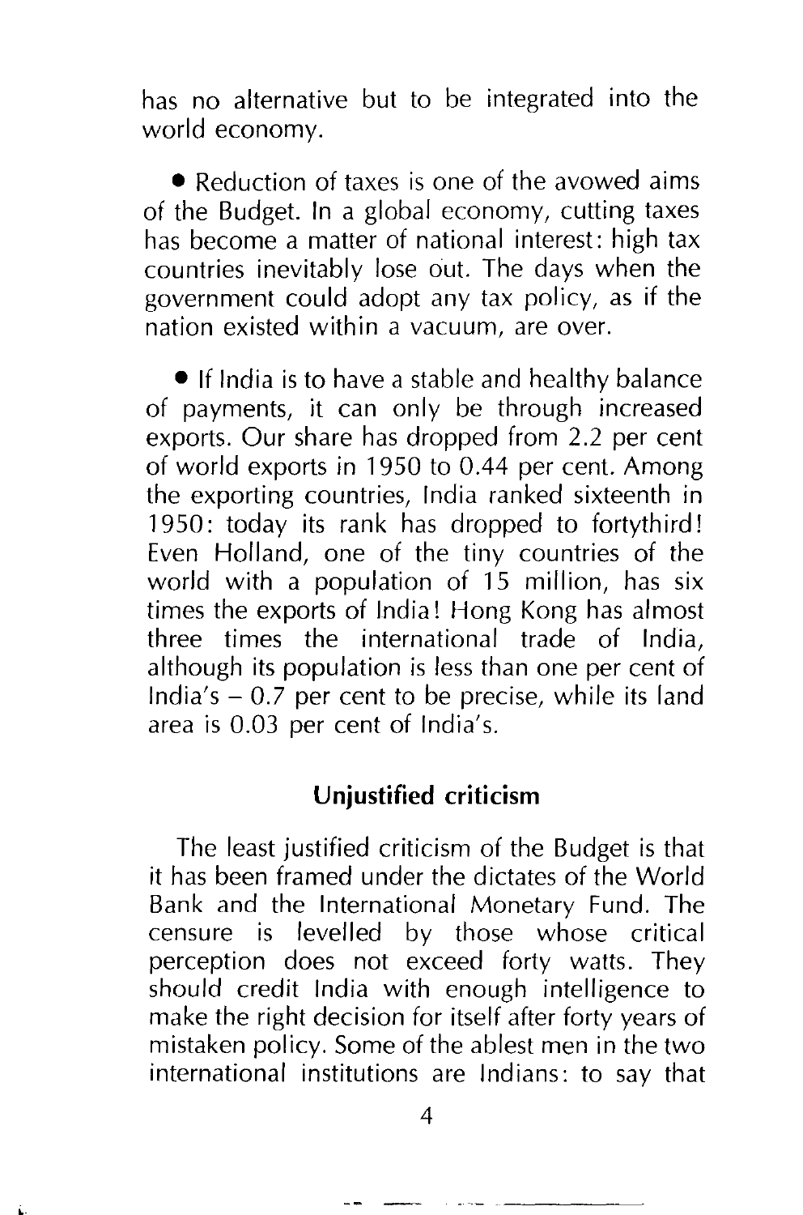has no alternative but to be integrated into the world economy.

- Reduction of taxes is one of the avowed aims of the Budget. In a global economy, cutting taxes has become a matter of national interest: high tax countries inevitably lose out. The days when the government could adopt any tax policy, as if the nation existed within a vacuum, are over.

- If India is to have a stable and healthy balance of payments, it can only be through increased exports. Our share has dropped from 2.2 per cent of world exports in 1950 to 0.44 per cent. Among the exporting countries, India ranked sixteenth in 1950: today its rank has dropped to fortythird! Even Holland, one of the tiny countries of the world with a population of 15 million, has six times the exports of India! Hong Kong has almost three times the international trade of India, although its population is less than one per cent of India's – 0.7 per cent to be precise, while its land area is 0.03 per cent of India's.

### Unjustified criticism

The least justified criticism of the Budget is that it has been framed under the dictates of the World Bank and the International Monetary Fund. The censure is levelled by those whose critical perception does not exceed forty watts. They should credit India with enough intelligence to make the right decision for itself after forty years of mistaken policy. Some of the ablest men in the two international institutions are Indians: to say that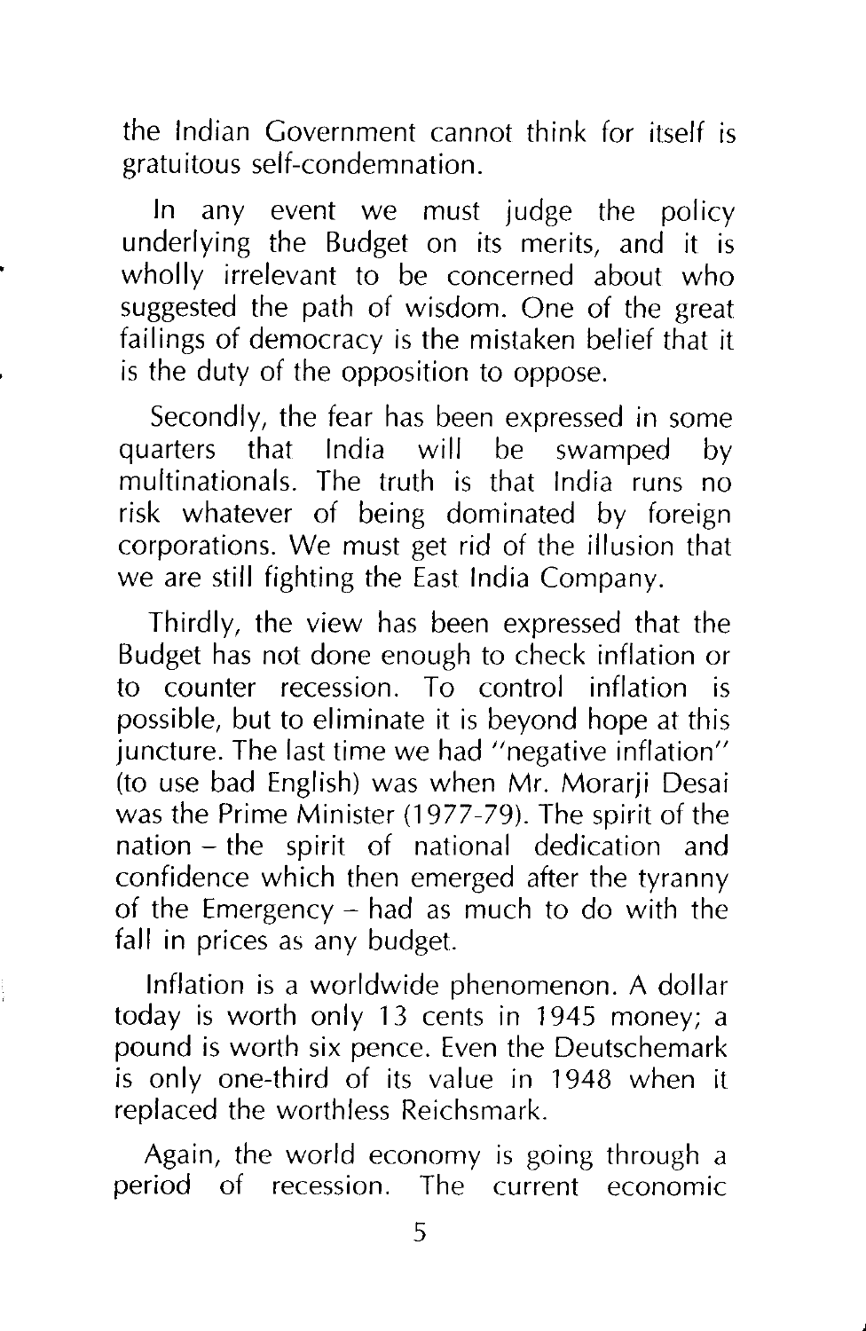the Indian Government cannot think for itself is gratuitous self-condemnation.

In any event we must judge the policy underlying the Budget on its merits, and it is wholly irrelevant to be concerned about who suggested the path of wisdom. One of the great failings of democracy is the mistaken belief that it is the duty of the opposition to oppose.

Secondly, the fear has been expressed in some quarters that India will be swamped by multinationals. The truth is that India runs no risk whatever of being dominated by foreign corporations. We must get rid of the illusion that we are still fighting the East India Company.

Thirdly, the view has been expressed that the Budget has not done enough to check inflation or to counter recession. To control inflation is possible, but to eliminate it is beyond hope at this juncture. The last time we had "negative inflation" (to use bad English) was when Mr. Morarji Desai was the Prime Minister (1977-79). The spirit of the nation – the spirit of national dedication and confidence which then emerged after the tyranny of the Emergency – had as much to do with the fall in prices as any budget.

Inflation is a worldwide phenomenon. A dollar today is worth only 13 cents in 1945 money; a pound is worth six pence. Even the Deutschemark is only one-third of its value in 1948 when it replaced the worthless Reichsmark.

Again, the world economy is going through a period of recession. The current economic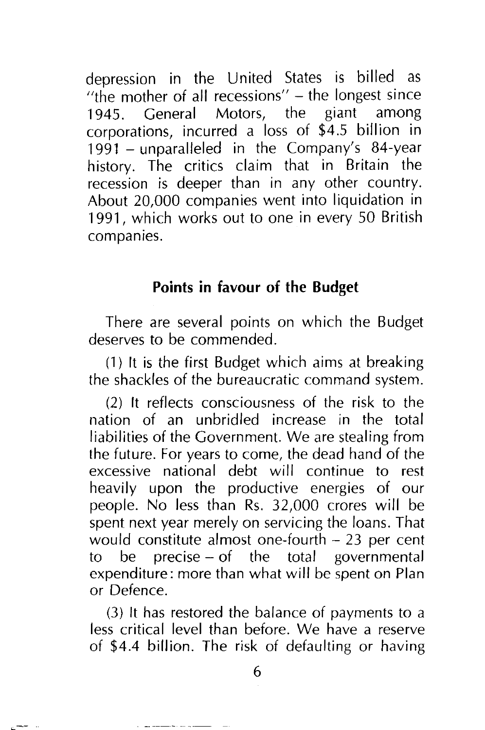depression in the United States is billed as "the mother of all recessions" – the longest since 1945. General Motors, the giant among corporations, incurred a loss of $4.5 billion in 1991 – unparalleled in the Company's 84-year history. The critics claim that in Britain the recession is deeper than in any other country. About 20,000 companies went into liquidation in 1991, which works out to one in every 50 British companies.

## Points in favour of the Budget

There are several points on which the Budget deserves to be commended.

(1) It is the first Budget which aims at breaking the shackles of the bureaucratic command system.

(2) It reflects consciousness of the risk to the nation of an unbridled increase in the total liabilities of the Government. We are stealing from the future. For years to come, the dead hand of the excessive national debt will continue to rest heavily upon the productive energies of our people. No less than Rs. 32,000 crores will be spent next year merely on servicing the loans. That would constitute almost one-fourth – 23 per cent to be precise – of the total governmental expenditure: more than what will be spent on Plan or Defence.

(3) It has restored the balance of payments to a less critical level than before. We have a reserve of $4.4 billion. The risk of defaulting or having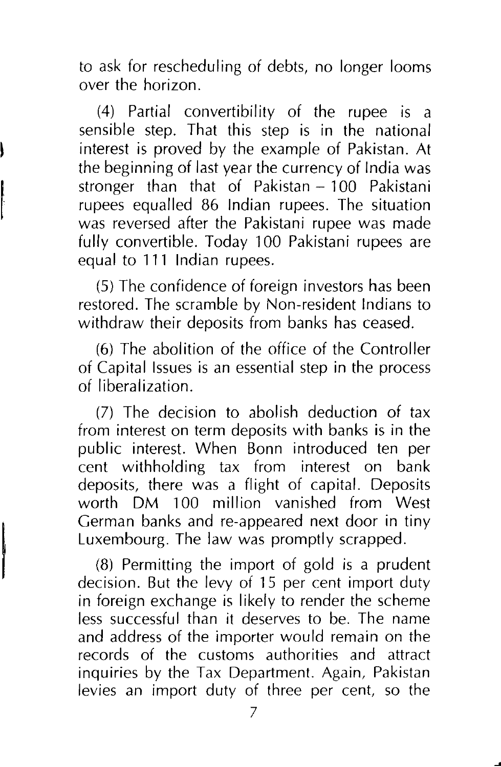to ask for rescheduling of debts, no longer looms over the horizon.

(4) Partial convertibility of the rupee is a sensible step. That this step is in the national interest is proved by the example of Pakistan. At the beginning of last year the currency of India was stronger than that of Pakistan – 100 Pakistani rupees equalled 86 Indian rupees. The situation was reversed after the Pakistani rupee was made fully convertible. Today 100 Pakistani rupees are equal to 111 Indian rupees.

(5) The confidence of foreign investors has been restored. The scramble by Non-resident Indians to withdraw their deposits from banks has ceased.

(6) The abolition of the office of the Controller of Capital Issues is an essential step in the process of liberalization.

(7) The decision to abolish deduction of tax from interest on term deposits with banks is in the public interest. When Bonn introduced ten per cent withholding tax from interest on bank deposits, there was a flight of capital. Deposits worth DM 100 million vanished from West German banks and re-appeared next door in tiny Luxembourg. The law was promptly scrapped.

(8) Permitting the import of gold is a prudent decision. But the levy of 15 per cent import duty in foreign exchange is likely to render the scheme less successful than it deserves to be. The name and address of the importer would remain on the records of the customs authorities and attract inquiries by the Tax Department. Again, Pakistan levies an import duty of three per cent, so the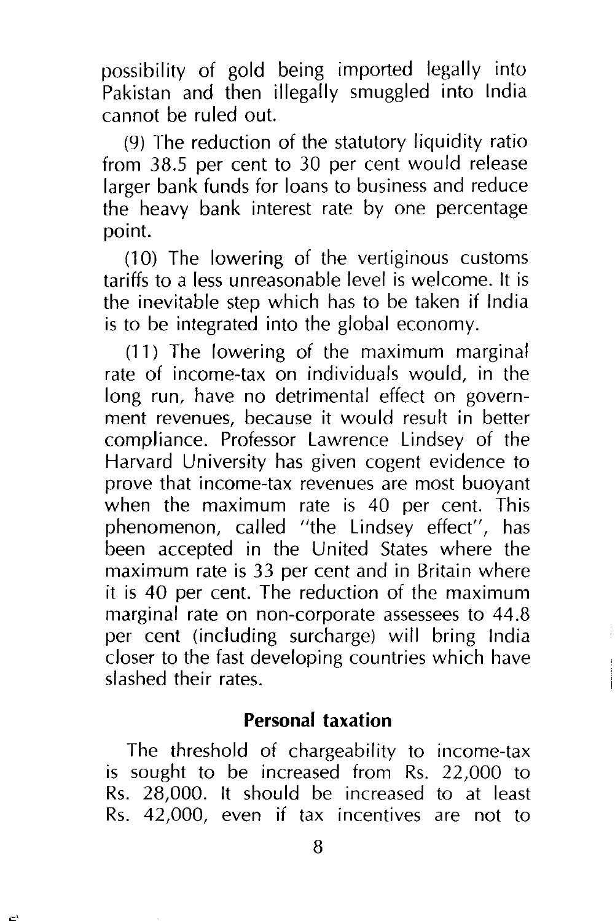possibility of gold being imported legally into Pakistan and then illegally smuggled into India cannot be ruled out.

(9) The reduction of the statutory liquidity ratio from 38.5 per cent to 30 per cent would release larger bank funds for loans to business and reduce the heavy bank interest rate by one percentage point.

(10) The lowering of the vertiginous customs tariffs to a less unreasonable level is welcome. It is the inevitable step which has to be taken if India is to be integrated into the global economy.

(11) The lowering of the maximum marginal rate of income-tax on individuals would, in the long run, have no detrimental effect on government revenues, because it would result in better compliance. Professor Lawrence Lindsey of the Harvard University has given cogent evidence to prove that income-tax revenues are most buoyant when the maximum rate is 40 per cent. This phenomenon, called "the Lindsey effect", has been accepted in the United States where the maximum rate is 33 per cent and in Britain where it is 40 per cent. The reduction of the maximum marginal rate on non-corporate assessees to 44.8 per cent (including surcharge) will bring India closer to the fast developing countries which have slashed their rates.

## Personal taxation

The threshold of chargeability to income-tax is sought to be increased from Rs. 22,000 to Rs. 28,000. It should be increased to at least Rs. 42,000, even if tax incentives are not to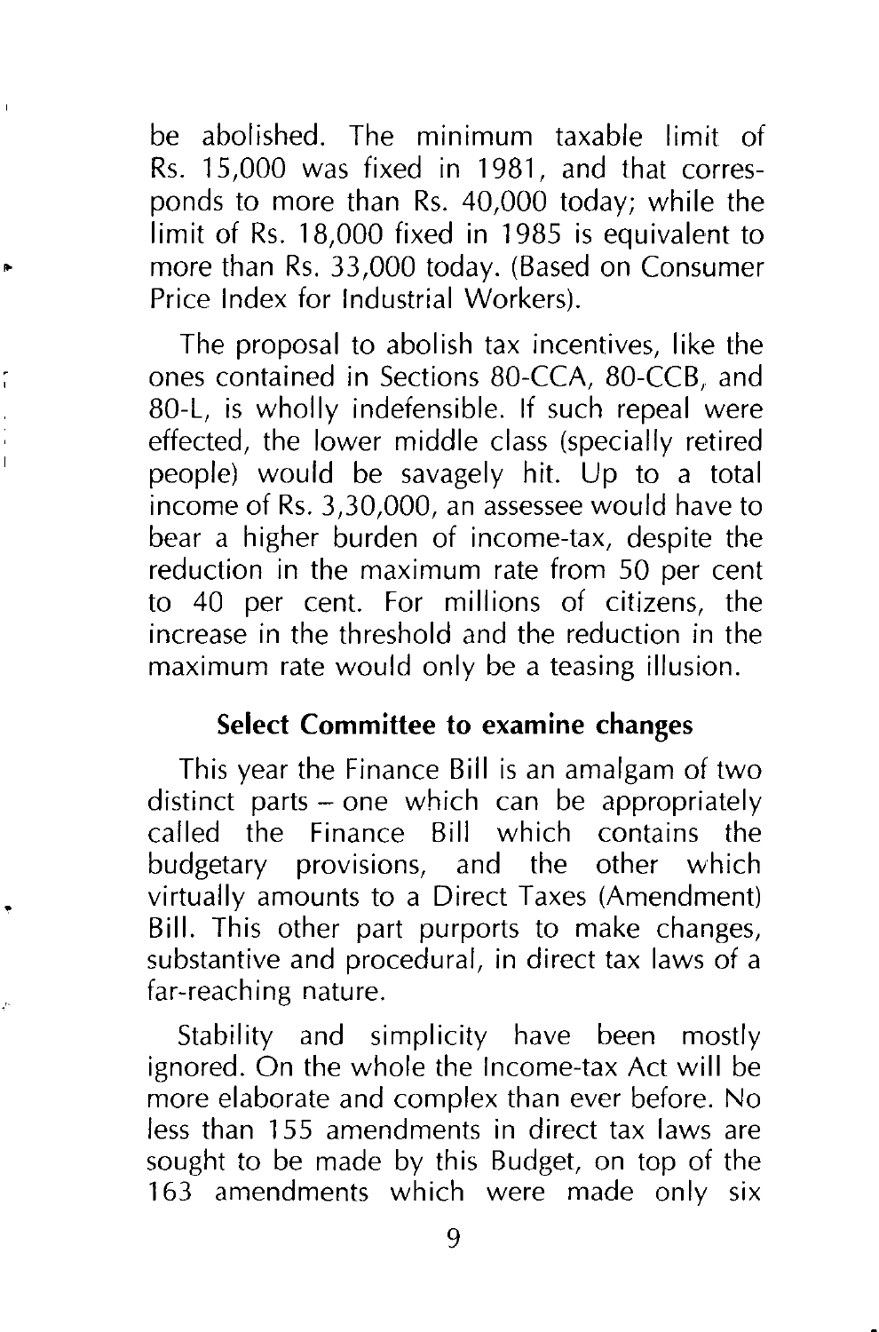be abolished. The minimum taxable limit of Rs. 15,000 was fixed in 1981, and that corresponds to more than Rs. 40,000 today; while the limit of Rs. 18,000 fixed in 1985 is equivalent to more than Rs. 33,000 today. (Based on Consumer Price Index for Industrial Workers).

The proposal to abolish tax incentives, like the ones contained in Sections 80-CCA, 80-CCB, and 80-L, is wholly indefensible. If such repeal were effected, the lower middle class (specially retired people) would be savagely hit. Up to a total income of Rs. 3,30,000, an assessee would have to bear a higher burden of income-tax, despite the reduction in the maximum rate from 50 per cent to 40 per cent. For millions of citizens, the increase in the threshold and the reduction in the maximum rate would only be a teasing illusion.

## Select Committee to examine changes

This year the Finance Bill is an amalgam of two distinct parts – one which can be appropriately called the Finance Bill which contains the budgetary provisions, and the other which virtually amounts to a Direct Taxes (Amendment) Bill. This other part purports to make changes, substantive and procedural, in direct tax laws of a far-reaching nature.

Stability and simplicity have been mostly ignored. On the whole the Income-tax Act will be more elaborate and complex than ever before. No less than 155 amendments in direct tax laws are sought to be made by this Budget, on top of the 163 amendments which were made only six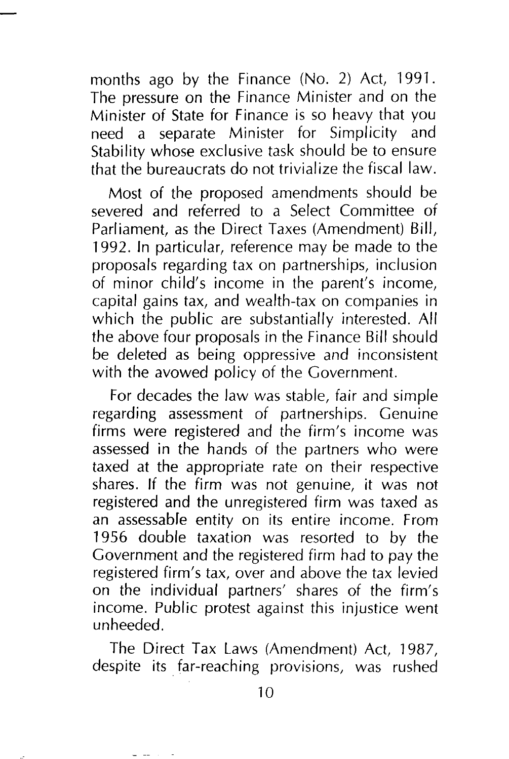months ago by the Finance (No. 2) Act, 1991. The pressure on the Finance Minister and on the Minister of State for Finance is so heavy that you need a separate Minister for Simplicity and Stability whose exclusive task should be to ensure that the bureaucrats do not trivialize the fiscal law.

Most of the proposed amendments should be severed and referred to a Select Committee of Parliament, as the Direct Taxes (Amendment) Bill, 1992. In particular, reference may be made to the proposals regarding tax on partnerships, inclusion of minor child's income in the parent's income, capital gains tax, and wealth-tax on companies in which the public are substantially interested. All the above four proposals in the Finance Bill should be deleted as being oppressive and inconsistent with the avowed policy of the Government.

For decades the law was stable, fair and simple regarding assessment of partnerships. Genuine firms were registered and the firm's income was assessed in the hands of the partners who were taxed at the appropriate rate on their respective shares. If the firm was not genuine, it was not registered and the unregistered firm was taxed as an assessable entity on its entire income. From 1956 double taxation was resorted to by the Government and the registered firm had to pay the registered firm's tax, over and above the tax levied on the individual partners' shares of the firm's income. Public protest against this injustice went unheeded.

The Direct Tax Laws (Amendment) Act, 1987, despite its far-reaching provisions, was rushed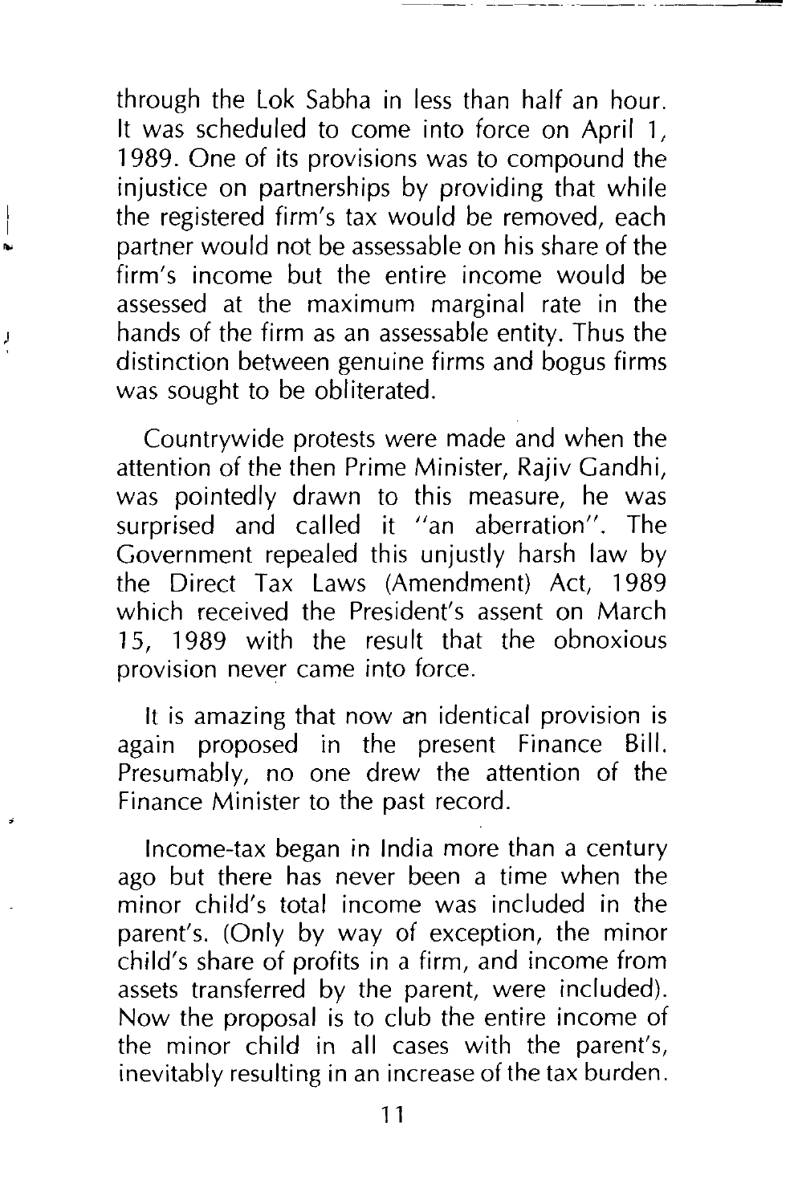through the Lok Sabha in less than half an hour. It was scheduled to come into force on April 1, 1989. One of its provisions was to compound the injustice on partnerships by providing that while the registered firm's tax would be removed, each partner would not be assessable on his share of the firm's income but the entire income would be assessed at the maximum marginal rate in the hands of the firm as an assessable entity. Thus the distinction between genuine firms and bogus firms was sought to be obliterated.

Countrywide protests were made and when the attention of the then Prime Minister, Rajiv Gandhi, was pointedly drawn to this measure, he was surprised and called it "an aberration". The Government repealed this unjustly harsh law by the Direct Tax Laws (Amendment) Act, 1989 which received the President's assent on March 15, 1989 with the result that the obnoxious provision never came into force.

It is amazing that now an identical provision is again proposed in the present Finance Bill. Presumably, no one drew the attention of the Finance Minister to the past record.

Income-tax began in India more than a century ago but there has never been a time when the minor child's total income was included in the parent's. (Only by way of exception, the minor child's share of profits in a firm, and income from assets transferred by the parent, were included). Now the proposal is to club the entire income of the minor child in all cases with the parent's, inevitably resulting in an increase of the tax burden.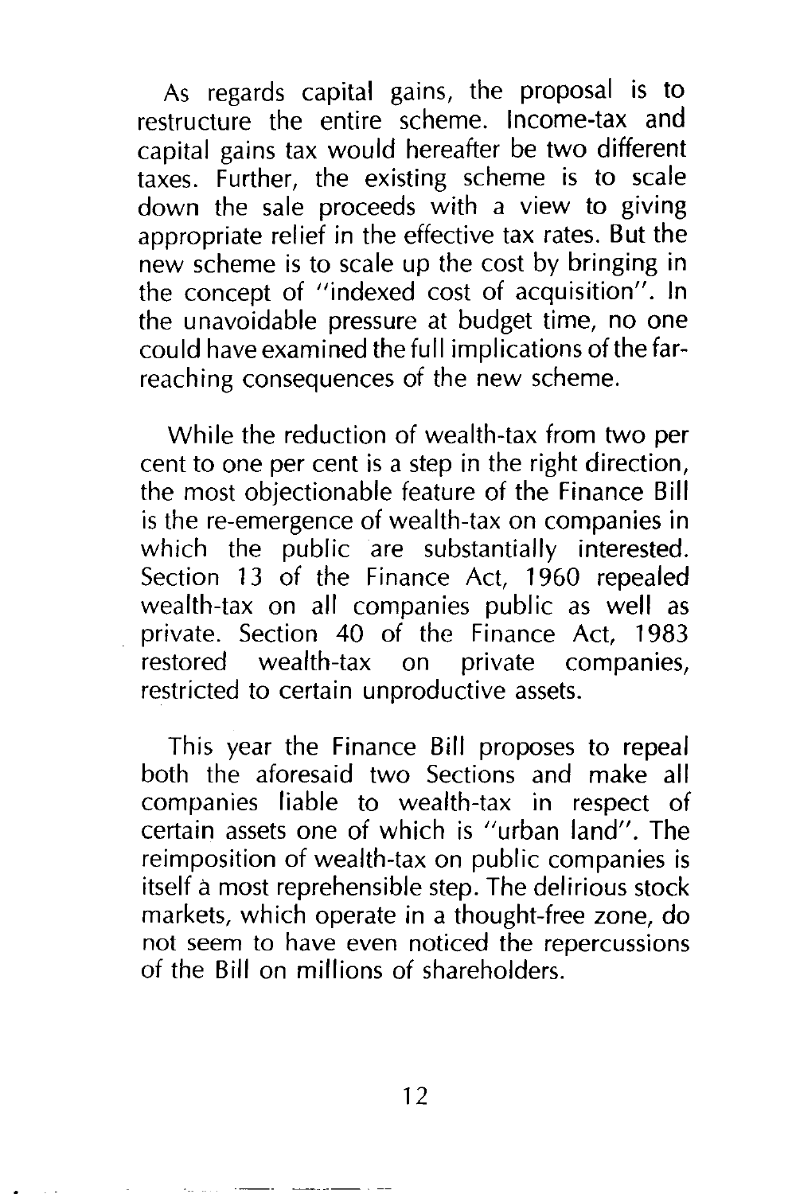As regards capital gains, the proposal is to restructure the entire scheme. Income-tax and capital gains tax would hereafter be two different taxes. Further, the existing scheme is to scale down the sale proceeds with a view to giving appropriate relief in the effective tax rates. But the new scheme is to scale up the cost by bringing in the concept of "indexed cost of acquisition". In the unavoidable pressure at budget time, no one could have examined the full implications of the far-reaching consequences of the new scheme.

While the reduction of wealth-tax from two per cent to one per cent is a step in the right direction, the most objectionable feature of the Finance Bill is the re-emergence of wealth-tax on companies in which the public are substantially interested. Section 13 of the Finance Act, 1960 repealed wealth-tax on all companies public as well as private. Section 40 of the Finance Act, 1983 restored wealth-tax on private companies, restricted to certain unproductive assets.

This year the Finance Bill proposes to repeal both the aforesaid two Sections and make all companies liable to wealth-tax in respect of certain assets one of which is "urban land". The reimposition of wealth-tax on public companies is itself a most reprehensible step. The delirious stock markets, which operate in a thought-free zone, do not seem to have even noticed the repercussions of the Bill on millions of shareholders.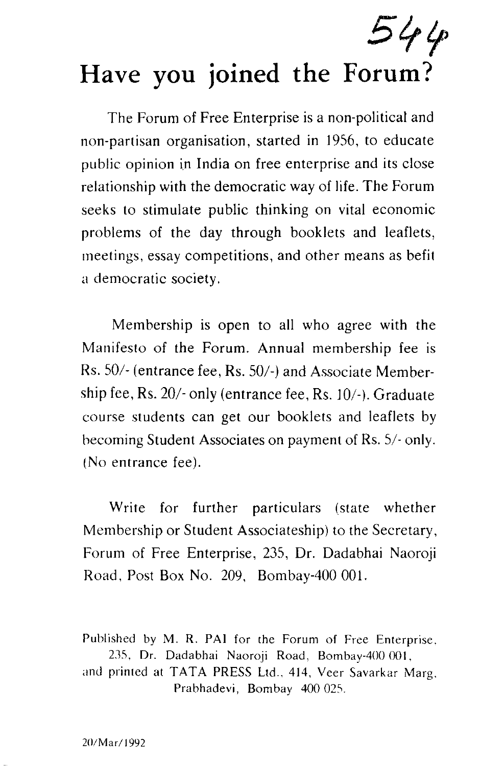# Have you joined the Forum?

The Forum of Free Enterprise is a non-political and non-partisan organisation, started in 1956, to educate public opinion in India on free enterprise and its close relationship with the democratic way of life. The Forum seeks to stimulate public thinking on vital economic problems of the day through booklets and leaflets, meetings, essay competitions, and other means as befit a democratic society.

Membership is open to all who agree with the Manifesto of the Forum. Annual membership fee is Rs. 50/- (entrance fee, Rs. 50/-) and Associate Membership fee, Rs. 20/- only (entrance fee, Rs. 10/-). Graduate course students can get our booklets and leaflets by becoming Student Associates on payment of Rs. 5/- only. (No entrance fee).

Write for further particulars (state whether Membership or Student Associateship) to the Secretary, Forum of Free Enterprise, 235, Dr. Dadabhai Naoroji Road, Post Box No. 209, Bombay-400 001.

Published by M. R. PAI for the Forum of Free Enterprise, 235, Dr. Dadabhai Naoroji Road, Bombay-400 001, and printed at TATA PRESS Ltd., 414, Veer Savarkar Marg, Prabhadevi, Bombay 400 025.

20/Mar/1992